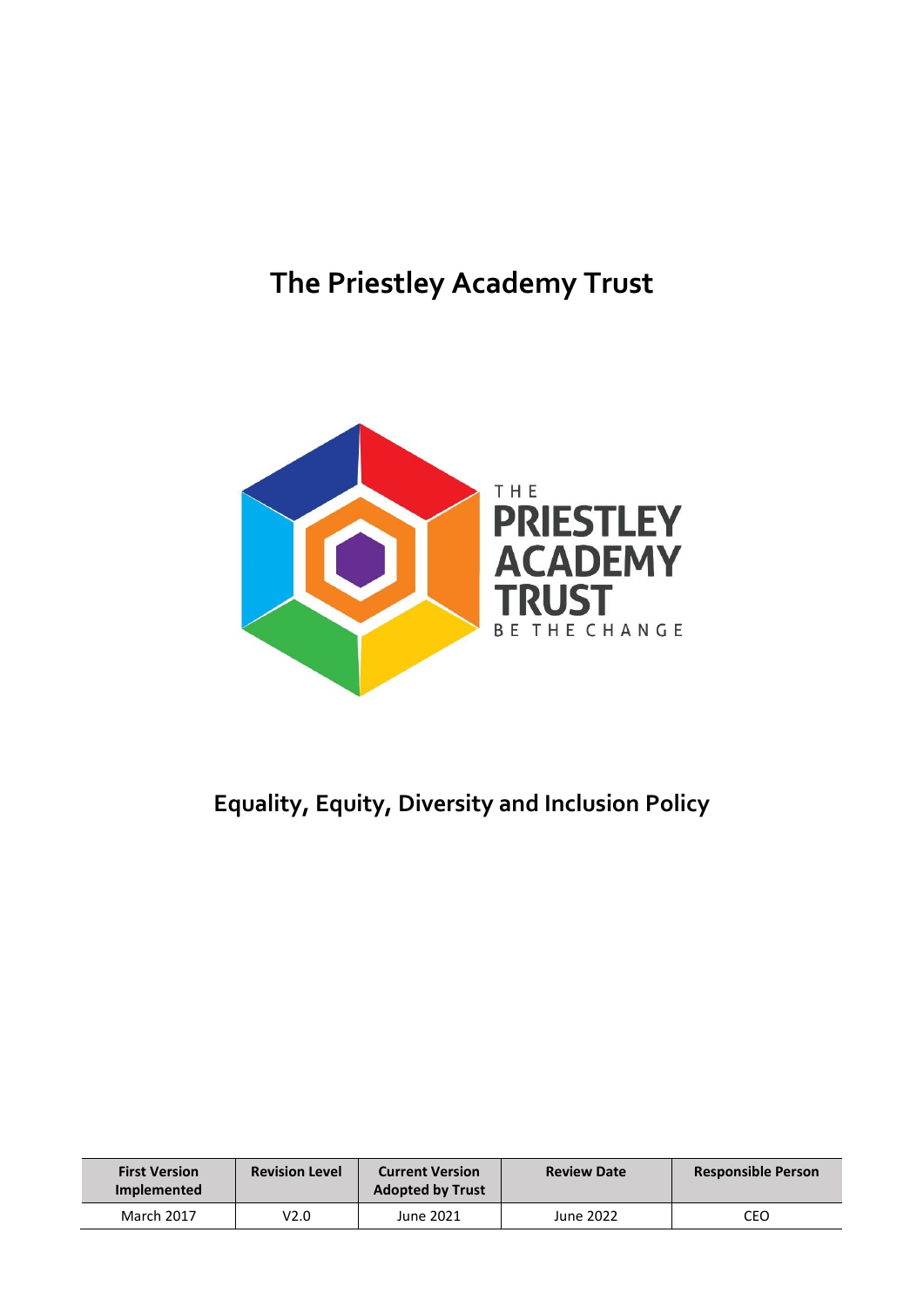# The Priestley Academy Trust

THE PRIESTLEY ACADEMY TRUST

BE THE CHANGE

## Equality, Equity, Diversity and Inclusion Policy

| First Version Implemented | Revision Level | Current Version Adopted by Trust | Review Date | Responsible Person |
|---|---|---|---|---|
| March 2017 | V2.0 | June 2021 | June 2022 | CEO |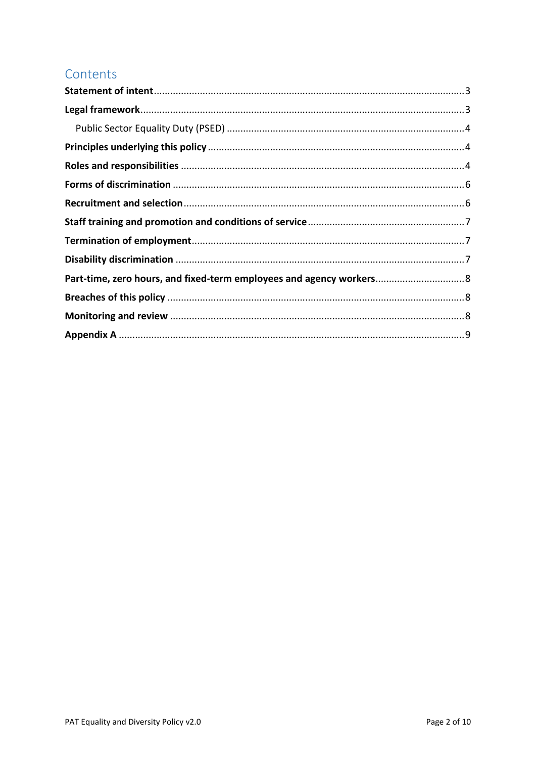# Contents

**Statement of intent** .......... 3

**Legal framework** .......... 3

Public Sector Equality Duty (PSED) .......... 4

**Principles underlying this policy** .......... 4

**Roles and responsibilities** .......... 4

**Forms of discrimination** .......... 6

**Recruitment and selection** .......... 6

**Staff training and promotion and conditions of service** .......... 7

**Termination of employment** .......... 7

**Disability discrimination** .......... 7

**Part-time, zero hours, and fixed-term employees and agency workers** .......... 8

**Breaches of this policy** .......... 8

**Monitoring and review** .......... 8

**Appendix A** .......... 9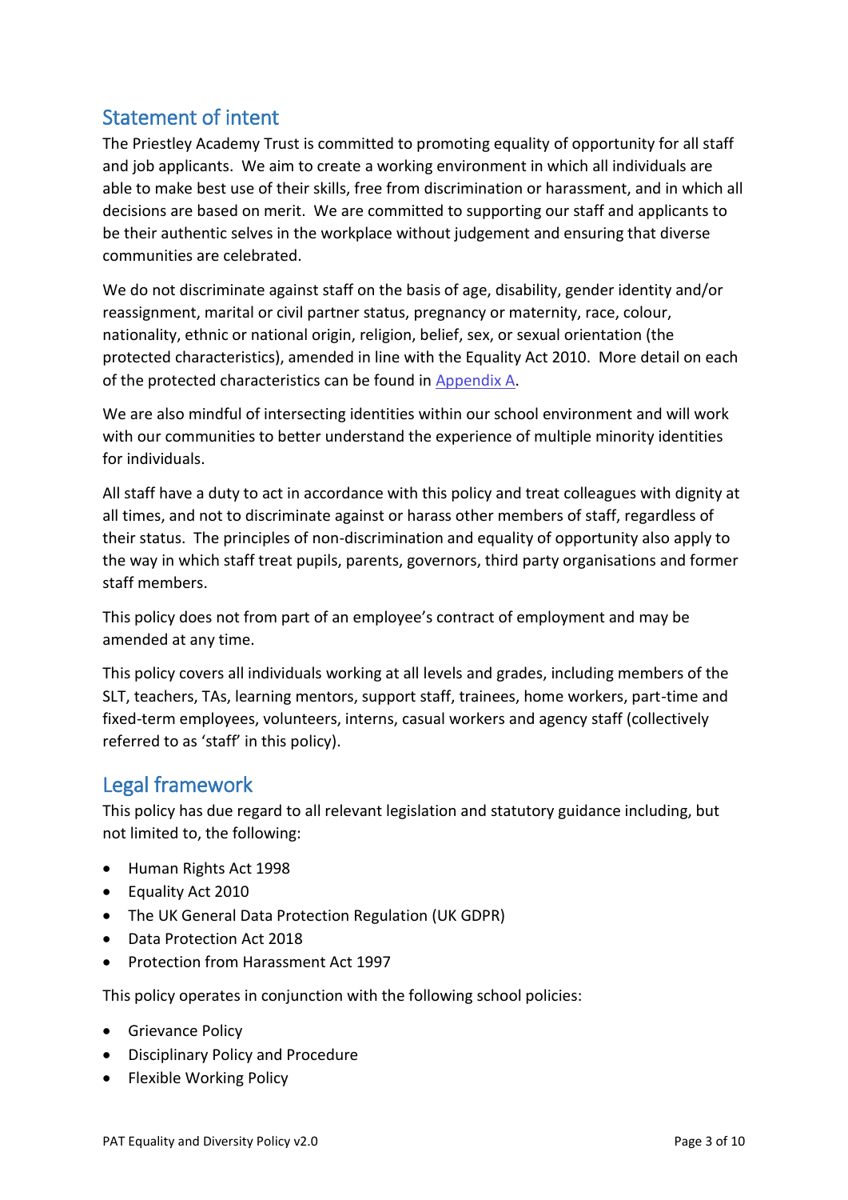## Statement of intent

The Priestley Academy Trust is committed to promoting equality of opportunity for all staff and job applicants. We aim to create a working environment in which all individuals are able to make best use of their skills, free from discrimination or harassment, and in which all decisions are based on merit. We are committed to supporting our staff and applicants to be their authentic selves in the workplace without judgement and ensuring that diverse communities are celebrated.

We do not discriminate against staff on the basis of age, disability, gender identity and/or reassignment, marital or civil partner status, pregnancy or maternity, race, colour, nationality, ethnic or national origin, religion, belief, sex, or sexual orientation (the protected characteristics), amended in line with the Equality Act 2010. More detail on each of the protected characteristics can be found in [Appendix A](#).

We are also mindful of intersecting identities within our school environment and will work with our communities to better understand the experience of multiple minority identities for individuals.

All staff have a duty to act in accordance with this policy and treat colleagues with dignity at all times, and not to discriminate against or harass other members of staff, regardless of their status. The principles of non-discrimination and equality of opportunity also apply to the way in which staff treat pupils, parents, governors, third party organisations and former staff members.

This policy does not from part of an employee's contract of employment and may be amended at any time.

This policy covers all individuals working at all levels and grades, including members of the SLT, teachers, TAs, learning mentors, support staff, trainees, home workers, part-time and fixed-term employees, volunteers, interns, casual workers and agency staff (collectively referred to as 'staff' in this policy).

## Legal framework

This policy has due regard to all relevant legislation and statutory guidance including, but not limited to, the following:

- Human Rights Act 1998
- Equality Act 2010
- The UK General Data Protection Regulation (UK GDPR)
- Data Protection Act 2018
- Protection from Harassment Act 1997

This policy operates in conjunction with the following school policies:

- Grievance Policy
- Disciplinary Policy and Procedure
- Flexible Working Policy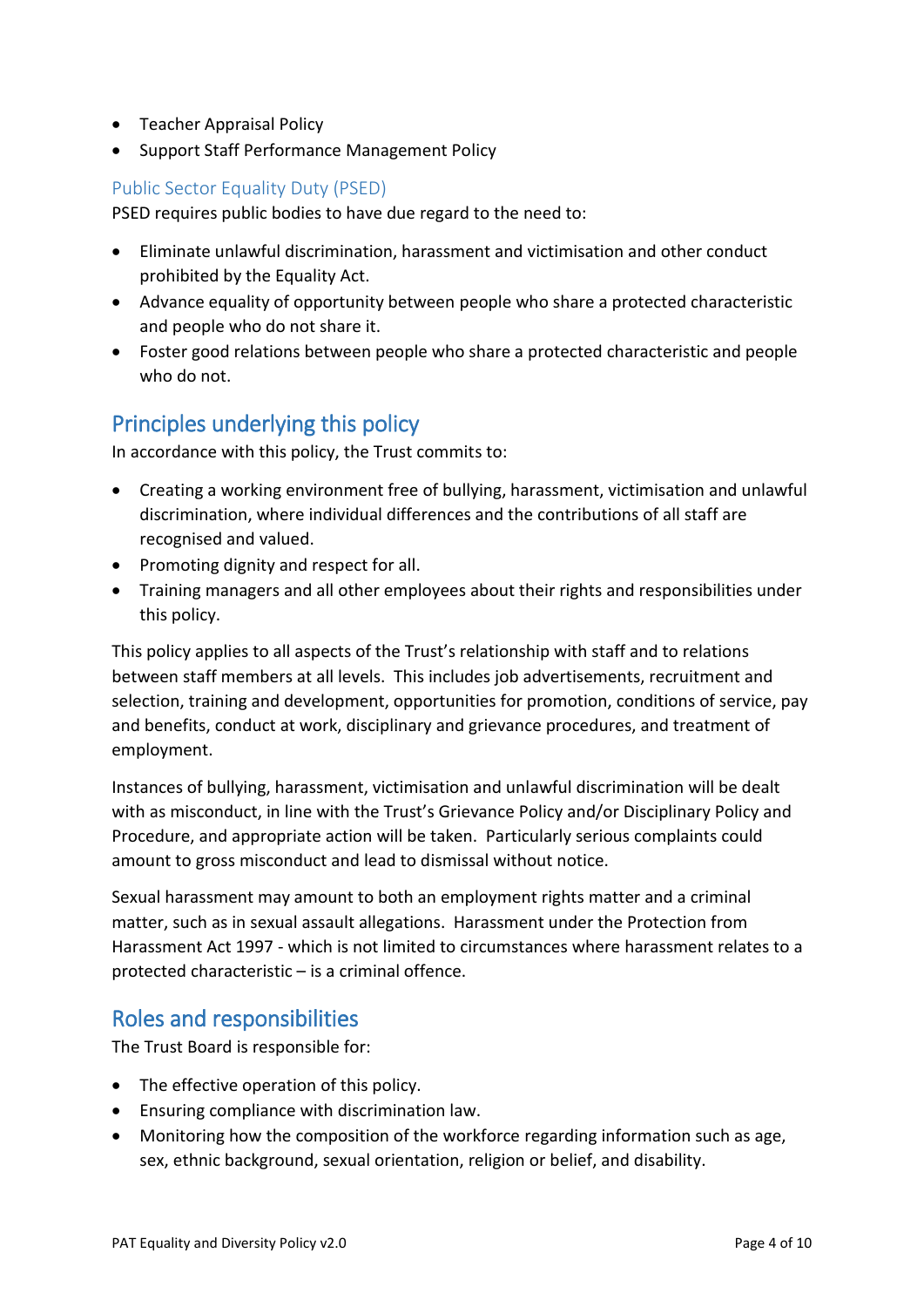- Teacher Appraisal Policy
- Support Staff Performance Management Policy

### Public Sector Equality Duty (PSED)

PSED requires public bodies to have due regard to the need to:

- Eliminate unlawful discrimination, harassment and victimisation and other conduct prohibited by the Equality Act.
- Advance equality of opportunity between people who share a protected characteristic and people who do not share it.
- Foster good relations between people who share a protected characteristic and people who do not.

## Principles underlying this policy

In accordance with this policy, the Trust commits to:

- Creating a working environment free of bullying, harassment, victimisation and unlawful discrimination, where individual differences and the contributions of all staff are recognised and valued.
- Promoting dignity and respect for all.
- Training managers and all other employees about their rights and responsibilities under this policy.

This policy applies to all aspects of the Trust's relationship with staff and to relations between staff members at all levels. This includes job advertisements, recruitment and selection, training and development, opportunities for promotion, conditions of service, pay and benefits, conduct at work, disciplinary and grievance procedures, and treatment of employment.

Instances of bullying, harassment, victimisation and unlawful discrimination will be dealt with as misconduct, in line with the Trust's Grievance Policy and/or Disciplinary Policy and Procedure, and appropriate action will be taken. Particularly serious complaints could amount to gross misconduct and lead to dismissal without notice.

Sexual harassment may amount to both an employment rights matter and a criminal matter, such as in sexual assault allegations. Harassment under the Protection from Harassment Act 1997 - which is not limited to circumstances where harassment relates to a protected characteristic – is a criminal offence.

## Roles and responsibilities

The Trust Board is responsible for:

- The effective operation of this policy.
- Ensuring compliance with discrimination law.
- Monitoring how the composition of the workforce regarding information such as age, sex, ethnic background, sexual orientation, religion or belief, and disability.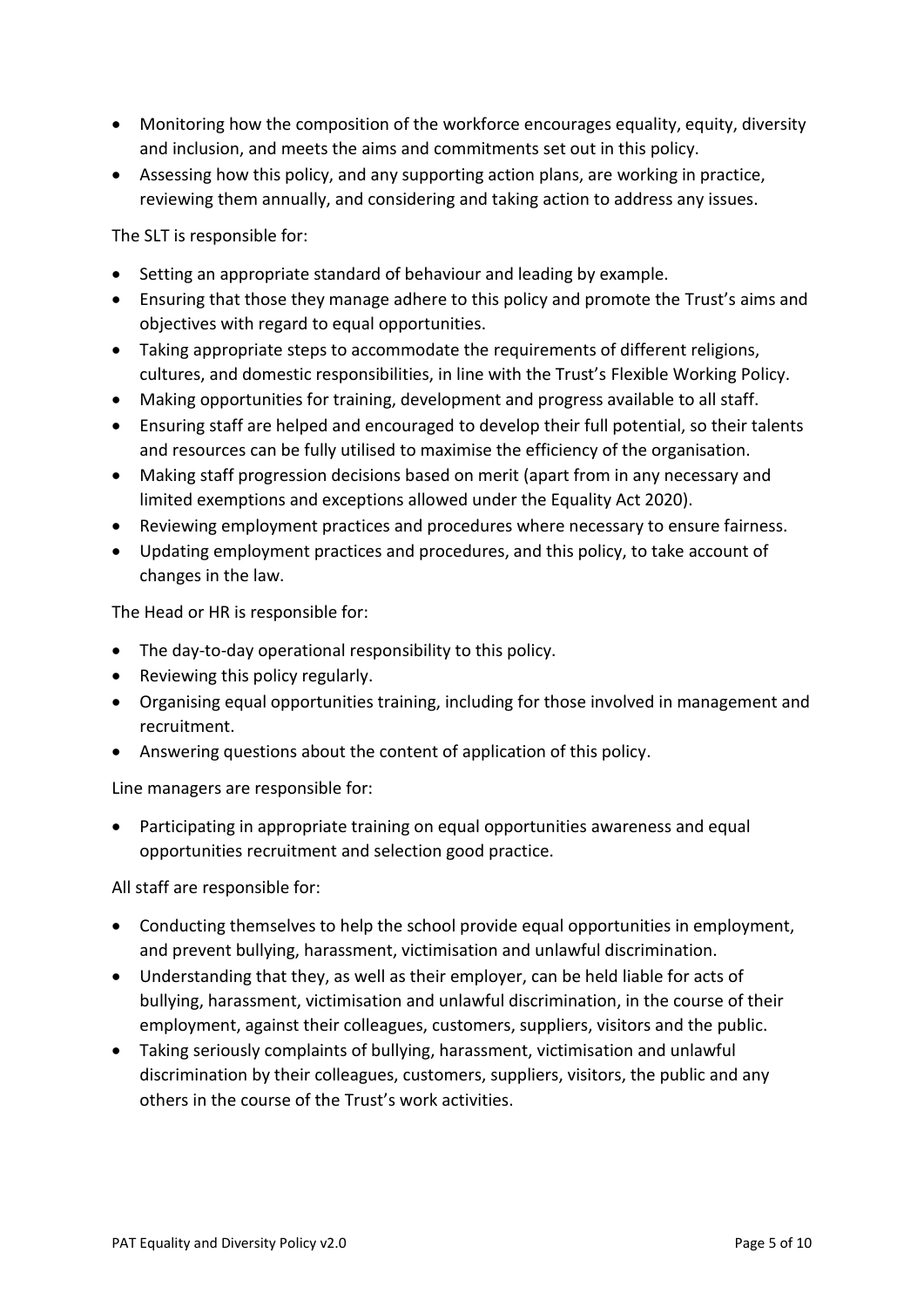- Monitoring how the composition of the workforce encourages equality, equity, diversity and inclusion, and meets the aims and commitments set out in this policy.
- Assessing how this policy, and any supporting action plans, are working in practice, reviewing them annually, and considering and taking action to address any issues.

The SLT is responsible for:

- Setting an appropriate standard of behaviour and leading by example.
- Ensuring that those they manage adhere to this policy and promote the Trust's aims and objectives with regard to equal opportunities.
- Taking appropriate steps to accommodate the requirements of different religions, cultures, and domestic responsibilities, in line with the Trust's Flexible Working Policy.
- Making opportunities for training, development and progress available to all staff.
- Ensuring staff are helped and encouraged to develop their full potential, so their talents and resources can be fully utilised to maximise the efficiency of the organisation.
- Making staff progression decisions based on merit (apart from in any necessary and limited exemptions and exceptions allowed under the Equality Act 2020).
- Reviewing employment practices and procedures where necessary to ensure fairness.
- Updating employment practices and procedures, and this policy, to take account of changes in the law.

The Head or HR is responsible for:

- The day-to-day operational responsibility to this policy.
- Reviewing this policy regularly.
- Organising equal opportunities training, including for those involved in management and recruitment.
- Answering questions about the content of application of this policy.

Line managers are responsible for:

- Participating in appropriate training on equal opportunities awareness and equal opportunities recruitment and selection good practice.

All staff are responsible for:

- Conducting themselves to help the school provide equal opportunities in employment, and prevent bullying, harassment, victimisation and unlawful discrimination.
- Understanding that they, as well as their employer, can be held liable for acts of bullying, harassment, victimisation and unlawful discrimination, in the course of their employment, against their colleagues, customers, suppliers, visitors and the public.
- Taking seriously complaints of bullying, harassment, victimisation and unlawful discrimination by their colleagues, customers, suppliers, visitors, the public and any others in the course of the Trust's work activities.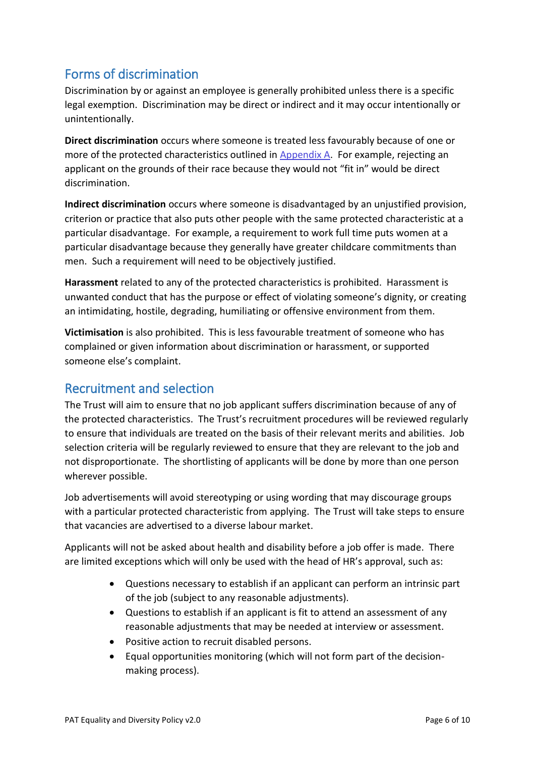## Forms of discrimination

Discrimination by or against an employee is generally prohibited unless there is a specific legal exemption. Discrimination may be direct or indirect and it may occur intentionally or unintentionally.

**Direct discrimination** occurs where someone is treated less favourably because of one or more of the protected characteristics outlined in Appendix A. For example, rejecting an applicant on the grounds of their race because they would not "fit in" would be direct discrimination.

**Indirect discrimination** occurs where someone is disadvantaged by an unjustified provision, criterion or practice that also puts other people with the same protected characteristic at a particular disadvantage. For example, a requirement to work full time puts women at a particular disadvantage because they generally have greater childcare commitments than men. Such a requirement will need to be objectively justified.

**Harassment** related to any of the protected characteristics is prohibited. Harassment is unwanted conduct that has the purpose or effect of violating someone's dignity, or creating an intimidating, hostile, degrading, humiliating or offensive environment from them.

**Victimisation** is also prohibited. This is less favourable treatment of someone who has complained or given information about discrimination or harassment, or supported someone else's complaint.

## Recruitment and selection

The Trust will aim to ensure that no job applicant suffers discrimination because of any of the protected characteristics. The Trust's recruitment procedures will be reviewed regularly to ensure that individuals are treated on the basis of their relevant merits and abilities. Job selection criteria will be regularly reviewed to ensure that they are relevant to the job and not disproportionate. The shortlisting of applicants will be done by more than one person wherever possible.

Job advertisements will avoid stereotyping or using wording that may discourage groups with a particular protected characteristic from applying. The Trust will take steps to ensure that vacancies are advertised to a diverse labour market.

Applicants will not be asked about health and disability before a job offer is made. There are limited exceptions which will only be used with the head of HR's approval, such as:

- Questions necessary to establish if an applicant can perform an intrinsic part of the job (subject to any reasonable adjustments).
- Questions to establish if an applicant is fit to attend an assessment of any reasonable adjustments that may be needed at interview or assessment.
- Positive action to recruit disabled persons.
- Equal opportunities monitoring (which will not form part of the decision-making process).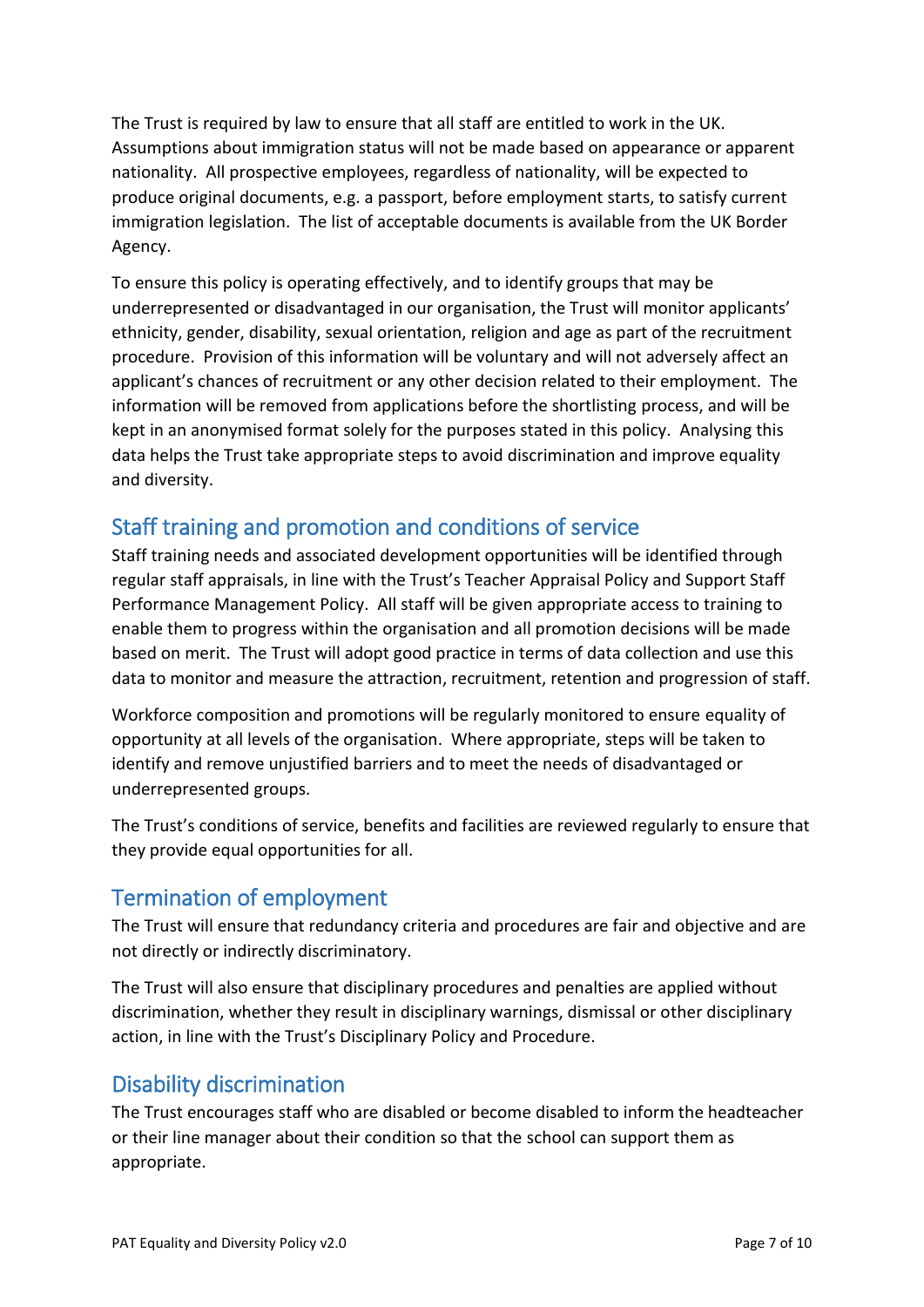The Trust is required by law to ensure that all staff are entitled to work in the UK. Assumptions about immigration status will not be made based on appearance or apparent nationality. All prospective employees, regardless of nationality, will be expected to produce original documents, e.g. a passport, before employment starts, to satisfy current immigration legislation. The list of acceptable documents is available from the UK Border Agency.

To ensure this policy is operating effectively, and to identify groups that may be underrepresented or disadvantaged in our organisation, the Trust will monitor applicants' ethnicity, gender, disability, sexual orientation, religion and age as part of the recruitment procedure. Provision of this information will be voluntary and will not adversely affect an applicant's chances of recruitment or any other decision related to their employment. The information will be removed from applications before the shortlisting process, and will be kept in an anonymised format solely for the purposes stated in this policy. Analysing this data helps the Trust take appropriate steps to avoid discrimination and improve equality and diversity.

## Staff training and promotion and conditions of service

Staff training needs and associated development opportunities will be identified through regular staff appraisals, in line with the Trust's Teacher Appraisal Policy and Support Staff Performance Management Policy. All staff will be given appropriate access to training to enable them to progress within the organisation and all promotion decisions will be made based on merit. The Trust will adopt good practice in terms of data collection and use this data to monitor and measure the attraction, recruitment, retention and progression of staff.

Workforce composition and promotions will be regularly monitored to ensure equality of opportunity at all levels of the organisation. Where appropriate, steps will be taken to identify and remove unjustified barriers and to meet the needs of disadvantaged or underrepresented groups.

The Trust's conditions of service, benefits and facilities are reviewed regularly to ensure that they provide equal opportunities for all.

## Termination of employment

The Trust will ensure that redundancy criteria and procedures are fair and objective and are not directly or indirectly discriminatory.

The Trust will also ensure that disciplinary procedures and penalties are applied without discrimination, whether they result in disciplinary warnings, dismissal or other disciplinary action, in line with the Trust's Disciplinary Policy and Procedure.

## Disability discrimination

The Trust encourages staff who are disabled or become disabled to inform the headteacher or their line manager about their condition so that the school can support them as appropriate.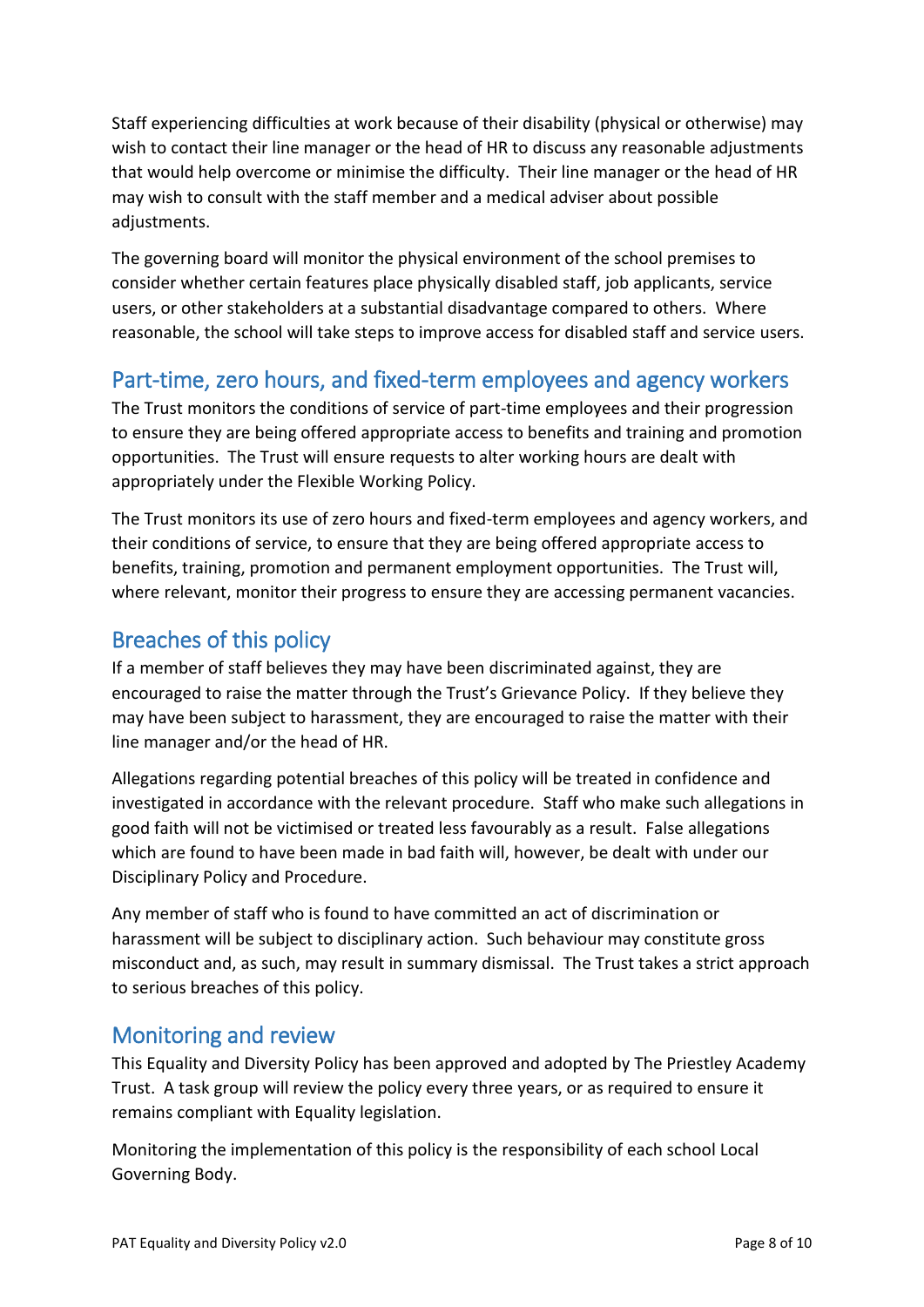Staff experiencing difficulties at work because of their disability (physical or otherwise) may wish to contact their line manager or the head of HR to discuss any reasonable adjustments that would help overcome or minimise the difficulty. Their line manager or the head of HR may wish to consult with the staff member and a medical adviser about possible adjustments.

The governing board will monitor the physical environment of the school premises to consider whether certain features place physically disabled staff, job applicants, service users, or other stakeholders at a substantial disadvantage compared to others. Where reasonable, the school will take steps to improve access for disabled staff and service users.

## Part-time, zero hours, and fixed-term employees and agency workers

The Trust monitors the conditions of service of part-time employees and their progression to ensure they are being offered appropriate access to benefits and training and promotion opportunities. The Trust will ensure requests to alter working hours are dealt with appropriately under the Flexible Working Policy.

The Trust monitors its use of zero hours and fixed-term employees and agency workers, and their conditions of service, to ensure that they are being offered appropriate access to benefits, training, promotion and permanent employment opportunities. The Trust will, where relevant, monitor their progress to ensure they are accessing permanent vacancies.

## Breaches of this policy

If a member of staff believes they may have been discriminated against, they are encouraged to raise the matter through the Trust's Grievance Policy. If they believe they may have been subject to harassment, they are encouraged to raise the matter with their line manager and/or the head of HR.

Allegations regarding potential breaches of this policy will be treated in confidence and investigated in accordance with the relevant procedure. Staff who make such allegations in good faith will not be victimised or treated less favourably as a result. False allegations which are found to have been made in bad faith will, however, be dealt with under our Disciplinary Policy and Procedure.

Any member of staff who is found to have committed an act of discrimination or harassment will be subject to disciplinary action. Such behaviour may constitute gross misconduct and, as such, may result in summary dismissal. The Trust takes a strict approach to serious breaches of this policy.

## Monitoring and review

This Equality and Diversity Policy has been approved and adopted by The Priestley Academy Trust. A task group will review the policy every three years, or as required to ensure it remains compliant with Equality legislation.

Monitoring the implementation of this policy is the responsibility of each school Local Governing Body.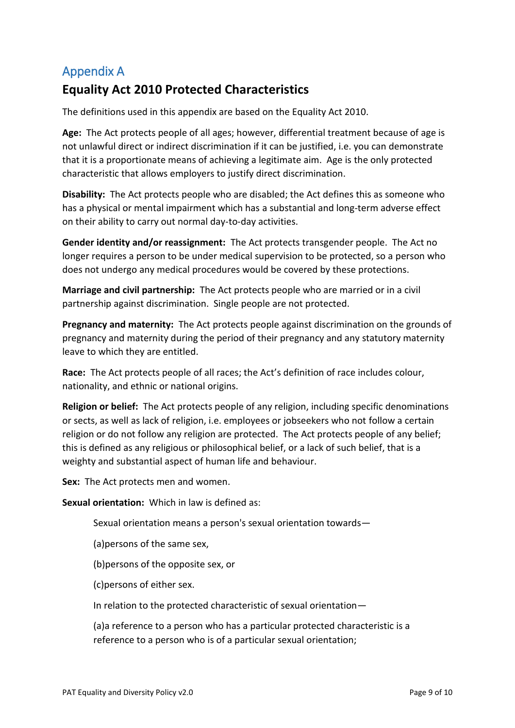# Appendix A

## Equality Act 2010 Protected Characteristics

The definitions used in this appendix are based on the Equality Act 2010.

**Age:** The Act protects people of all ages; however, differential treatment because of age is not unlawful direct or indirect discrimination if it can be justified, i.e. you can demonstrate that it is a proportionate means of achieving a legitimate aim. Age is the only protected characteristic that allows employers to justify direct discrimination.

**Disability:** The Act protects people who are disabled; the Act defines this as someone who has a physical or mental impairment which has a substantial and long-term adverse effect on their ability to carry out normal day-to-day activities.

**Gender identity and/or reassignment:** The Act protects transgender people. The Act no longer requires a person to be under medical supervision to be protected, so a person who does not undergo any medical procedures would be covered by these protections.

**Marriage and civil partnership:** The Act protects people who are married or in a civil partnership against discrimination. Single people are not protected.

**Pregnancy and maternity:** The Act protects people against discrimination on the grounds of pregnancy and maternity during the period of their pregnancy and any statutory maternity leave to which they are entitled.

**Race:** The Act protects people of all races; the Act's definition of race includes colour, nationality, and ethnic or national origins.

**Religion or belief:** The Act protects people of any religion, including specific denominations or sects, as well as lack of religion, i.e. employees or jobseekers who not follow a certain religion or do not follow any religion are protected. The Act protects people of any belief; this is defined as any religious or philosophical belief, or a lack of such belief, that is a weighty and substantial aspect of human life and behaviour.

**Sex:** The Act protects men and women.

**Sexual orientation:** Which in law is defined as:

> Sexual orientation means a person's sexual orientation towards—
>
> (a)persons of the same sex,
>
> (b)persons of the opposite sex, or
>
> (c)persons of either sex.
>
> In relation to the protected characteristic of sexual orientation—
>
> (a)a reference to a person who has a particular protected characteristic is a reference to a person who is of a particular sexual orientation;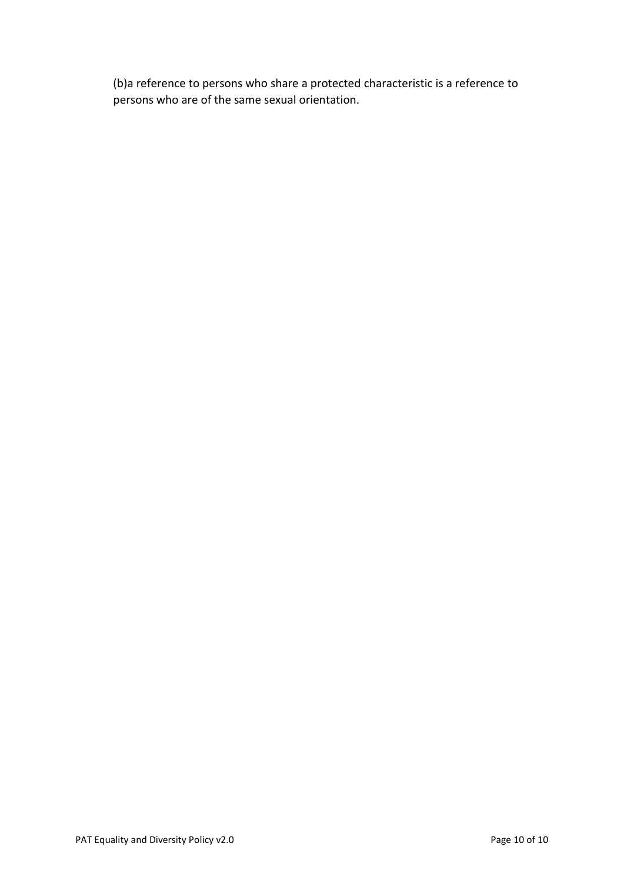(b)a reference to persons who share a protected characteristic is a reference to persons who are of the same sexual orientation.